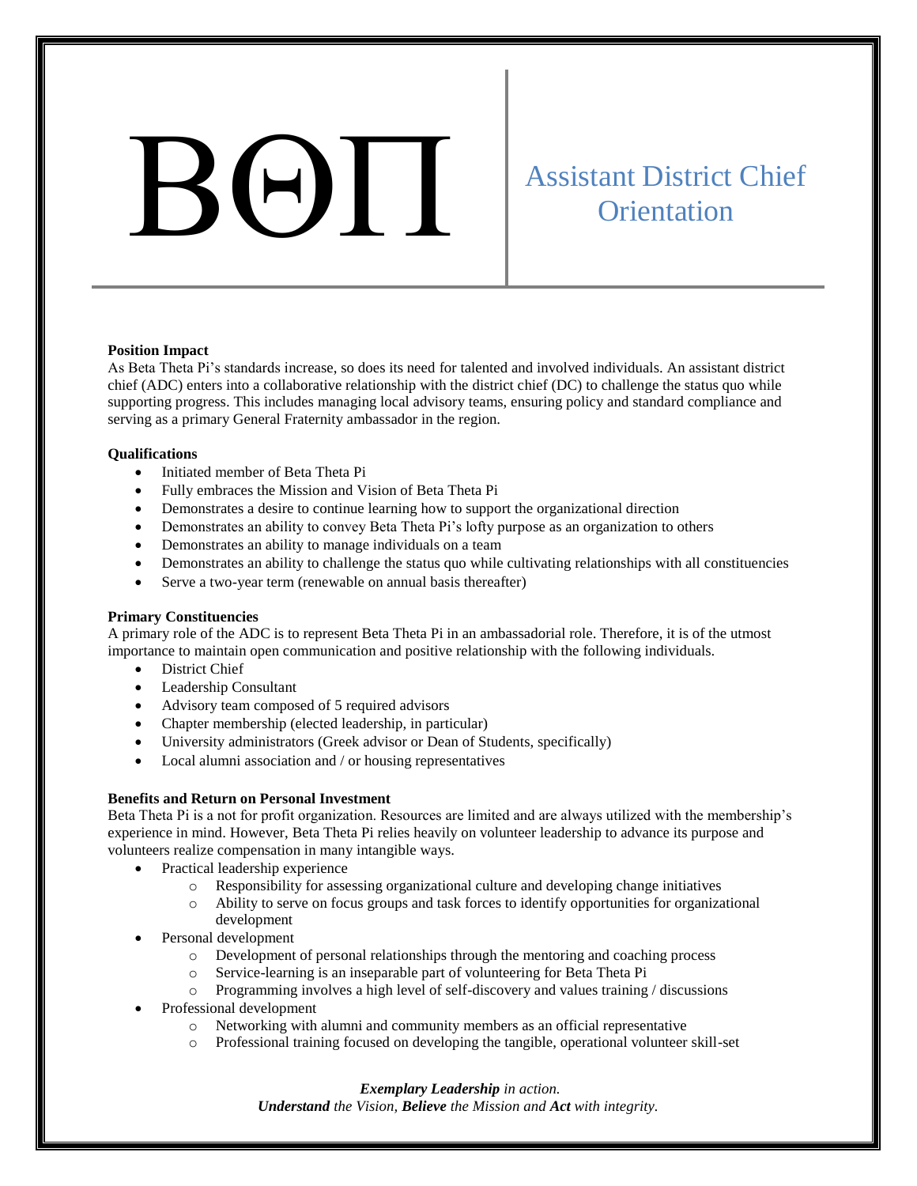# ΒΘΠ

## Assistant District Chief Orientation

**Position Impact**

As Beta Theta Pi's standards increase, so does its need for talented and involved individuals. An assistant district chief (ADC) enters into a collaborative relationship with the district chief (DC) to challenge the status quo while supporting progress. This includes managing local advisory teams, ensuring policy and standard compliance and serving as a primary General Fraternity ambassador in the region.

**Qualifications**

- Initiated member of Beta Theta Pi
- Fully embraces the Mission and Vision of Beta Theta Pi
- Demonstrates a desire to continue learning how to support the organizational direction
- Demonstrates an ability to convey Beta Theta Pi's lofty purpose as an organization to others
- Demonstrates an ability to manage individuals on a team
- Demonstrates an ability to challenge the status quo while cultivating relationships with all constituencies
- Serve a two-year term (renewable on annual basis thereafter)

**Primary Constituencies**

A primary role of the ADC is to represent Beta Theta Pi in an ambassadorial role. Therefore, it is of the utmost importance to maintain open communication and positive relationship with the following individuals.

- District Chief
- Leadership Consultant
- Advisory team composed of 5 required advisors
- Chapter membership (elected leadership, in particular)
- University administrators (Greek advisor or Dean of Students, specifically)
- Local alumni association and / or housing representatives

**Benefits and Return on Personal Investment**

Beta Theta Pi is a not for profit organization. Resources are limited and are always utilized with the membership's experience in mind. However, Beta Theta Pi relies heavily on volunteer leadership to advance its purpose and volunteers realize compensation in many intangible ways.

- Practical leadership experience
  - Responsibility for assessing organizational culture and developing change initiatives
  - Ability to serve on focus groups and task forces to identify opportunities for organizational development
- Personal development
  - Development of personal relationships through the mentoring and coaching process
  - Service-learning is an inseparable part of volunteering for Beta Theta Pi
  - Programming involves a high level of self-discovery and values training / discussions
- Professional development
  - Networking with alumni and community members as an official representative
  - Professional training focused on developing the tangible, operational volunteer skill-set

*__Exemplary Leadership__ in action.*
*__Understand__ the Vision, __Believe__ the Mission and __Act__ with integrity.*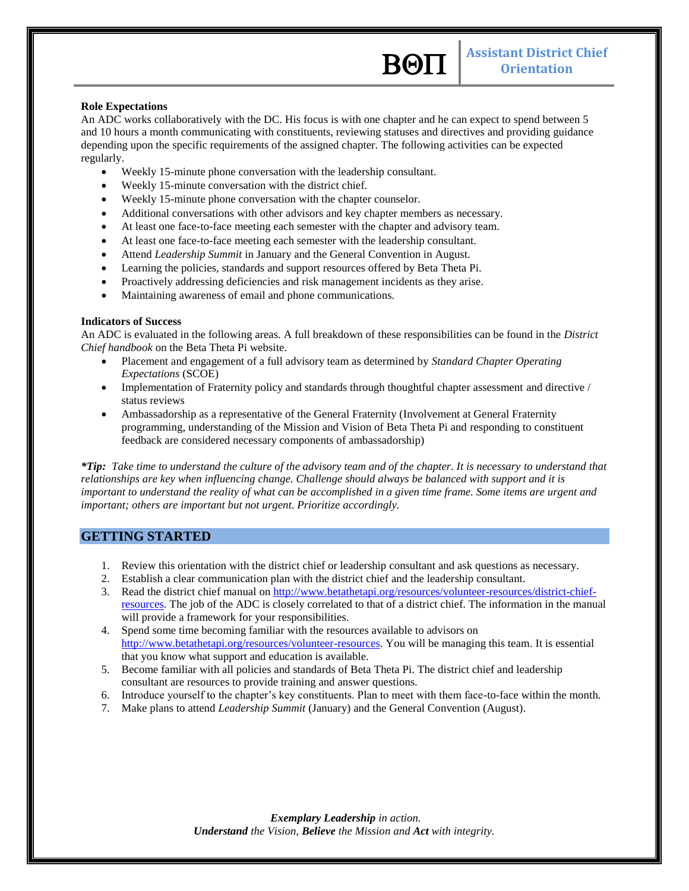### Role Expectations

An ADC works collaboratively with the DC. His focus is with one chapter and he can expect to spend between 5 and 10 hours a month communicating with constituents, reviewing statuses and directives and providing guidance depending upon the specific requirements of the assigned chapter. The following activities can be expected regularly.

- Weekly 15-minute phone conversation with the leadership consultant.
- Weekly 15-minute conversation with the district chief.
- Weekly 15-minute phone conversation with the chapter counselor.
- Additional conversations with other advisors and key chapter members as necessary.
- At least one face-to-face meeting each semester with the chapter and advisory team.
- At least one face-to-face meeting each semester with the leadership consultant.
- Attend *Leadership Summit* in January and the General Convention in August.
- Learning the policies, standards and support resources offered by Beta Theta Pi.
- Proactively addressing deficiencies and risk management incidents as they arise.
- Maintaining awareness of email and phone communications.

### Indicators of Success

An ADC is evaluated in the following areas. A full breakdown of these responsibilities can be found in the *District Chief handbook* on the Beta Theta Pi website.

- Placement and engagement of a full advisory team as determined by *Standard Chapter Operating Expectations* (SCOE)
- Implementation of Fraternity policy and standards through thoughtful chapter assessment and directive / status reviews
- Ambassadorship as a representative of the General Fraternity (Involvement at General Fraternity programming, understanding of the Mission and Vision of Beta Theta Pi and responding to constituent feedback are considered necessary components of ambassadorship)

***Tip:** *Take time to understand the culture of the advisory team and of the chapter. It is necessary to understand that relationships are key when influencing change. Challenge should always be balanced with support and it is important to understand the reality of what can be accomplished in a given time frame. Some items are urgent and important; others are important but not urgent. Prioritize accordingly.*

## GETTING STARTED

1. Review this orientation with the district chief or leadership consultant and ask questions as necessary.
2. Establish a clear communication plan with the district chief and the leadership consultant.
3. Read the district chief manual on http://www.betathetapi.org/resources/volunteer-resources/district-chief-resources. The job of the ADC is closely correlated to that of a district chief. The information in the manual will provide a framework for your responsibilities.
4. Spend some time becoming familiar with the resources available to advisors on http://www.betathetapi.org/resources/volunteer-resources. You will be managing this team. It is essential that you know what support and education is available.
5. Become familiar with all policies and standards of Beta Theta Pi. The district chief and leadership consultant are resources to provide training and answer questions.
6. Introduce yourself to the chapter's key constituents. Plan to meet with them face-to-face within the month.
7. Make plans to attend *Leadership Summit* (January) and the General Convention (August).